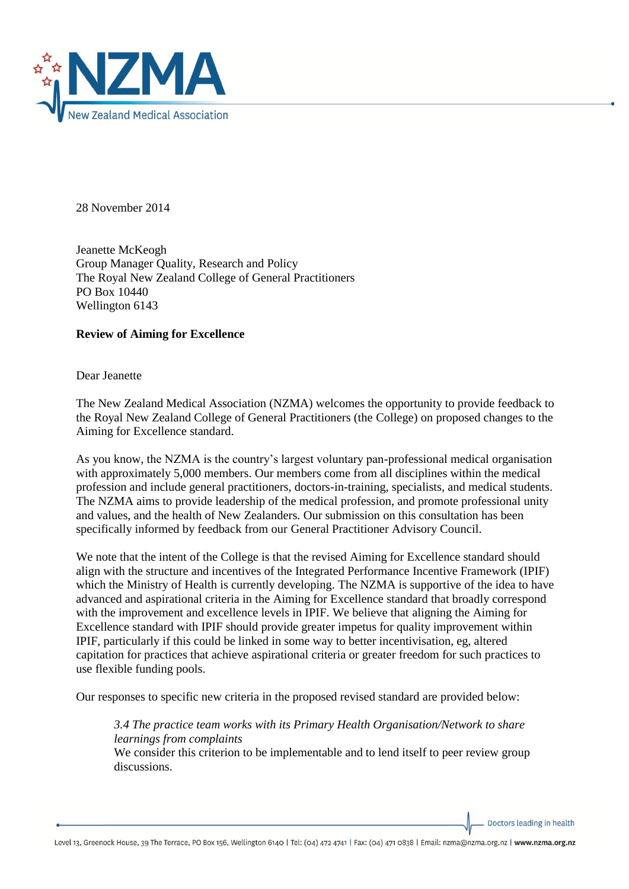28 November 2014

Jeanette McKeogh
Group Manager Quality, Research and Policy
The Royal New Zealand College of General Practitioners
PO Box 10440
Wellington 6143

**Review of Aiming for Excellence**

Dear Jeanette

The New Zealand Medical Association (NZMA) welcomes the opportunity to provide feedback to the Royal New Zealand College of General Practitioners (the College) on proposed changes to the Aiming for Excellence standard.

As you know, the NZMA is the country's largest voluntary pan-professional medical organisation with approximately 5,000 members. Our members come from all disciplines within the medical profession and include general practitioners, doctors-in-training, specialists, and medical students. The NZMA aims to provide leadership of the medical profession, and promote professional unity and values, and the health of New Zealanders. Our submission on this consultation has been specifically informed by feedback from our General Practitioner Advisory Council.

We note that the intent of the College is that the revised Aiming for Excellence standard should align with the structure and incentives of the Integrated Performance Incentive Framework (IPIF) which the Ministry of Health is currently developing. The NZMA is supportive of the idea to have advanced and aspirational criteria in the Aiming for Excellence standard that broadly correspond with the improvement and excellence levels in IPIF. We believe that aligning the Aiming for Excellence standard with IPIF should provide greater impetus for quality improvement within IPIF, particularly if this could be linked in some way to better incentivisation, eg, altered capitation for practices that achieve aspirational criteria or greater freedom for such practices to use flexible funding pools.

Our responses to specific new criteria in the proposed revised standard are provided below:

> *3.4 The practice team works with its Primary Health Organisation/Network to share learnings from complaints*
> We consider this criterion to be implementable and to lend itself to peer review group discussions.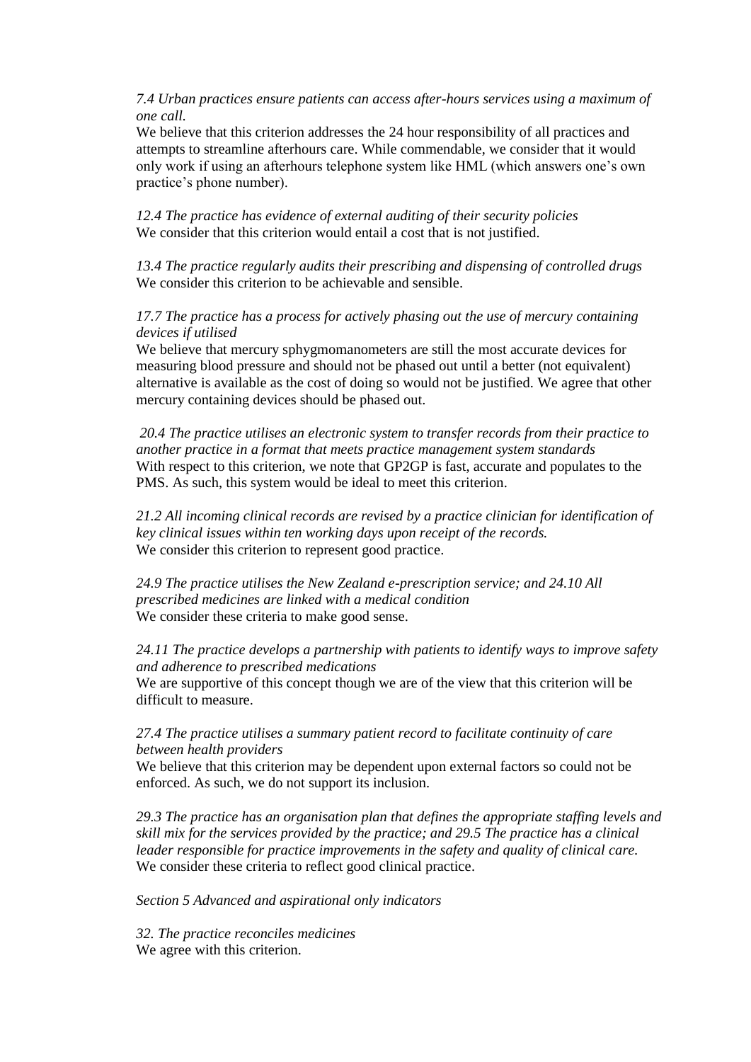*7.4 Urban practices ensure patients can access after-hours services using a maximum of one call.*
We believe that this criterion addresses the 24 hour responsibility of all practices and attempts to streamline afterhours care. While commendable, we consider that it would only work if using an afterhours telephone system like HML (which answers one's own practice's phone number).

*12.4 The practice has evidence of external auditing of their security policies*
We consider that this criterion would entail a cost that is not justified.

*13.4 The practice regularly audits their prescribing and dispensing of controlled drugs*
We consider this criterion to be achievable and sensible.

*17.7 The practice has a process for actively phasing out the use of mercury containing devices if utilised*
We believe that mercury sphygmomanometers are still the most accurate devices for measuring blood pressure and should not be phased out until a better (not equivalent) alternative is available as the cost of doing so would not be justified. We agree that other mercury containing devices should be phased out.

*20.4 The practice utilises an electronic system to transfer records from their practice to another practice in a format that meets practice management system standards*
With respect to this criterion, we note that GP2GP is fast, accurate and populates to the PMS. As such, this system would be ideal to meet this criterion.

*21.2 All incoming clinical records are revised by a practice clinician for identification of key clinical issues within ten working days upon receipt of the records.*
We consider this criterion to represent good practice.

*24.9 The practice utilises the New Zealand e-prescription service; and 24.10 All prescribed medicines are linked with a medical condition*
We consider these criteria to make good sense.

*24.11 The practice develops a partnership with patients to identify ways to improve safety and adherence to prescribed medications*
We are supportive of this concept though we are of the view that this criterion will be difficult to measure.

*27.4 The practice utilises a summary patient record to facilitate continuity of care between health providers*
We believe that this criterion may be dependent upon external factors so could not be enforced. As such, we do not support its inclusion.

*29.3 The practice has an organisation plan that defines the appropriate staffing levels and skill mix for the services provided by the practice; and 29.5 The practice has a clinical leader responsible for practice improvements in the safety and quality of clinical care.*
We consider these criteria to reflect good clinical practice.

*Section 5 Advanced and aspirational only indicators*

*32. The practice reconciles medicines*
We agree with this criterion.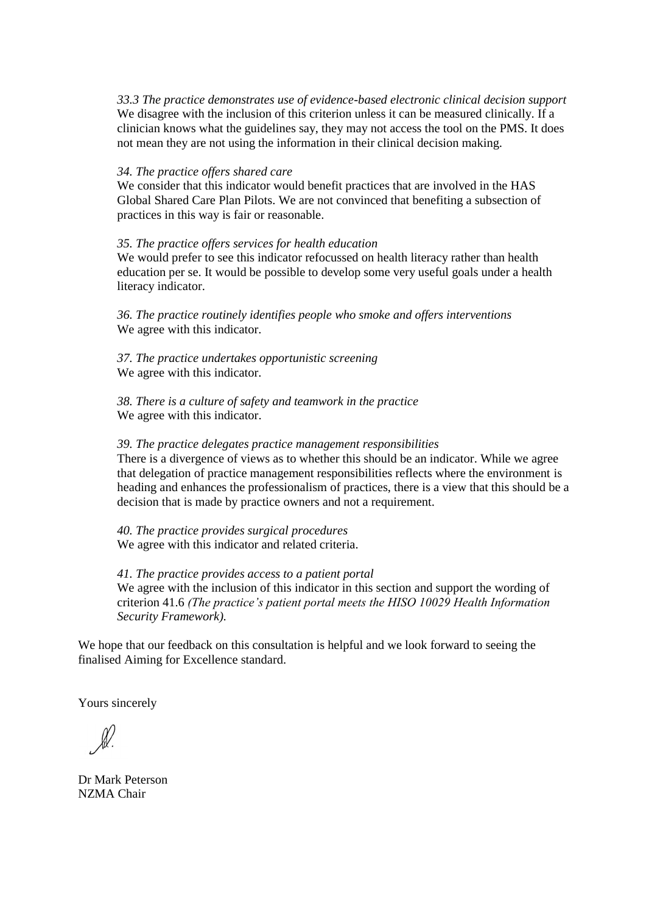*33.3 The practice demonstrates use of evidence-based electronic clinical decision support*
We disagree with the inclusion of this criterion unless it can be measured clinically. If a clinician knows what the guidelines say, they may not access the tool on the PMS. It does not mean they are not using the information in their clinical decision making.

*34. The practice offers shared care*
We consider that this indicator would benefit practices that are involved in the HAS Global Shared Care Plan Pilots. We are not convinced that benefiting a subsection of practices in this way is fair or reasonable.

*35. The practice offers services for health education*
We would prefer to see this indicator refocussed on health literacy rather than health education per se. It would be possible to develop some very useful goals under a health literacy indicator.

*36. The practice routinely identifies people who smoke and offers interventions*
We agree with this indicator.

*37. The practice undertakes opportunistic screening*
We agree with this indicator.

*38. There is a culture of safety and teamwork in the practice*
We agree with this indicator.

*39. The practice delegates practice management responsibilities*
There is a divergence of views as to whether this should be an indicator. While we agree that delegation of practice management responsibilities reflects where the environment is heading and enhances the professionalism of practices, there is a view that this should be a decision that is made by practice owners and not a requirement.

*40. The practice provides surgical procedures*
We agree with this indicator and related criteria.

*41. The practice provides access to a patient portal*
We agree with the inclusion of this indicator in this section and support the wording of criterion 41.6 *(The practice's patient portal meets the HISO 10029 Health Information Security Framework).*

We hope that our feedback on this consultation is helpful and we look forward to seeing the finalised Aiming for Excellence standard.

Yours sincerely

Dr Mark Peterson
NZMA Chair